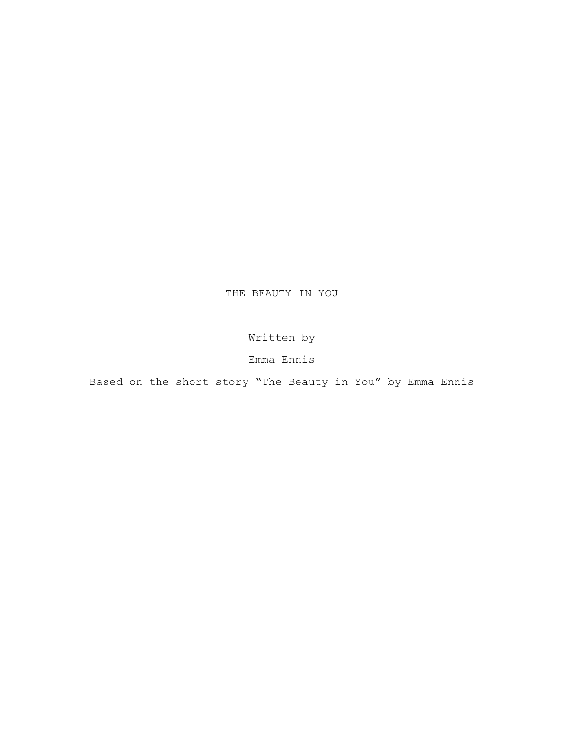# THE BEAUTY IN YOU

Written by

Emma Ennis

Based on the short story “The Beauty in You” by Emma Ennis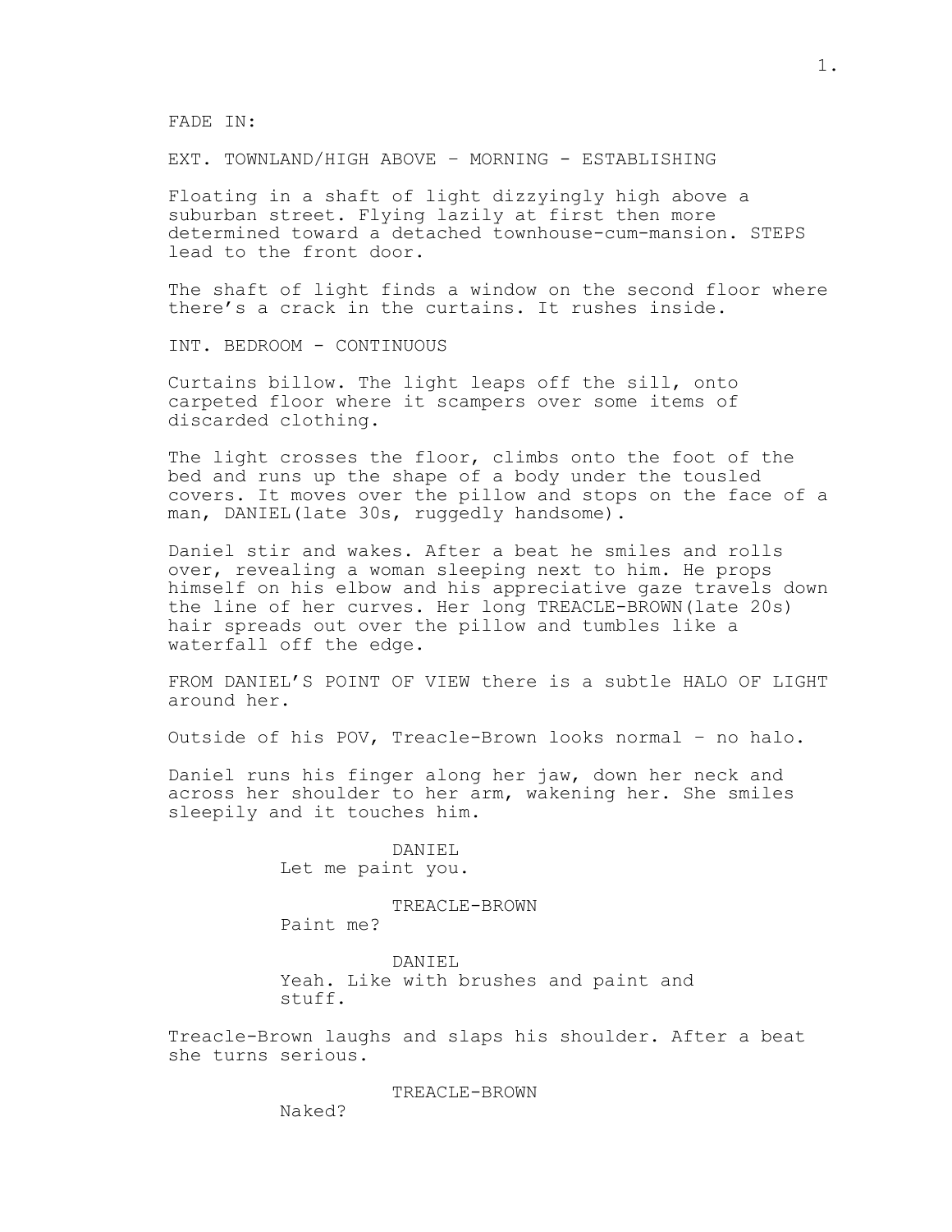FADE IN:

EXT. TOWNLAND/HIGH ABOVE – MORNING - ESTABLISHING

Floating in a shaft of light dizzyingly high above a suburban street. Flying lazily at first then more determined toward a detached townhouse-cum-mansion. STEPS lead to the front door.

The shaft of light finds a window on the second floor where there's a crack in the curtains. It rushes inside.

INT. BEDROOM - CONTINUOUS

Curtains billow. The light leaps off the sill, onto carpeted floor where it scampers over some items of discarded clothing.

The light crosses the floor, climbs onto the foot of the bed and runs up the shape of a body under the tousled covers. It moves over the pillow and stops on the face of a man, DANIEL(late 30s, ruggedly handsome).

Daniel stir and wakes. After a beat he smiles and rolls over, revealing a woman sleeping next to him. He props himself on his elbow and his appreciative gaze travels down the line of her curves. Her long TREACLE-BROWN(late 20s) hair spreads out over the pillow and tumbles like a waterfall off the edge.

FROM DANIEL'S POINT OF VIEW there is a subtle HALO OF LIGHT around her.

Outside of his POV, Treacle-Brown looks normal – no halo.

Daniel runs his finger along her jaw, down her neck and across her shoulder to her arm, wakening her. She smiles sleepily and it touches him.

DANIEL
Let me paint you.

TREACLE-BROWN
Paint me?

DANIEL
Yeah. Like with brushes and paint and stuff.

Treacle-Brown laughs and slaps his shoulder. After a beat she turns serious.

TREACLE-BROWN
Naked?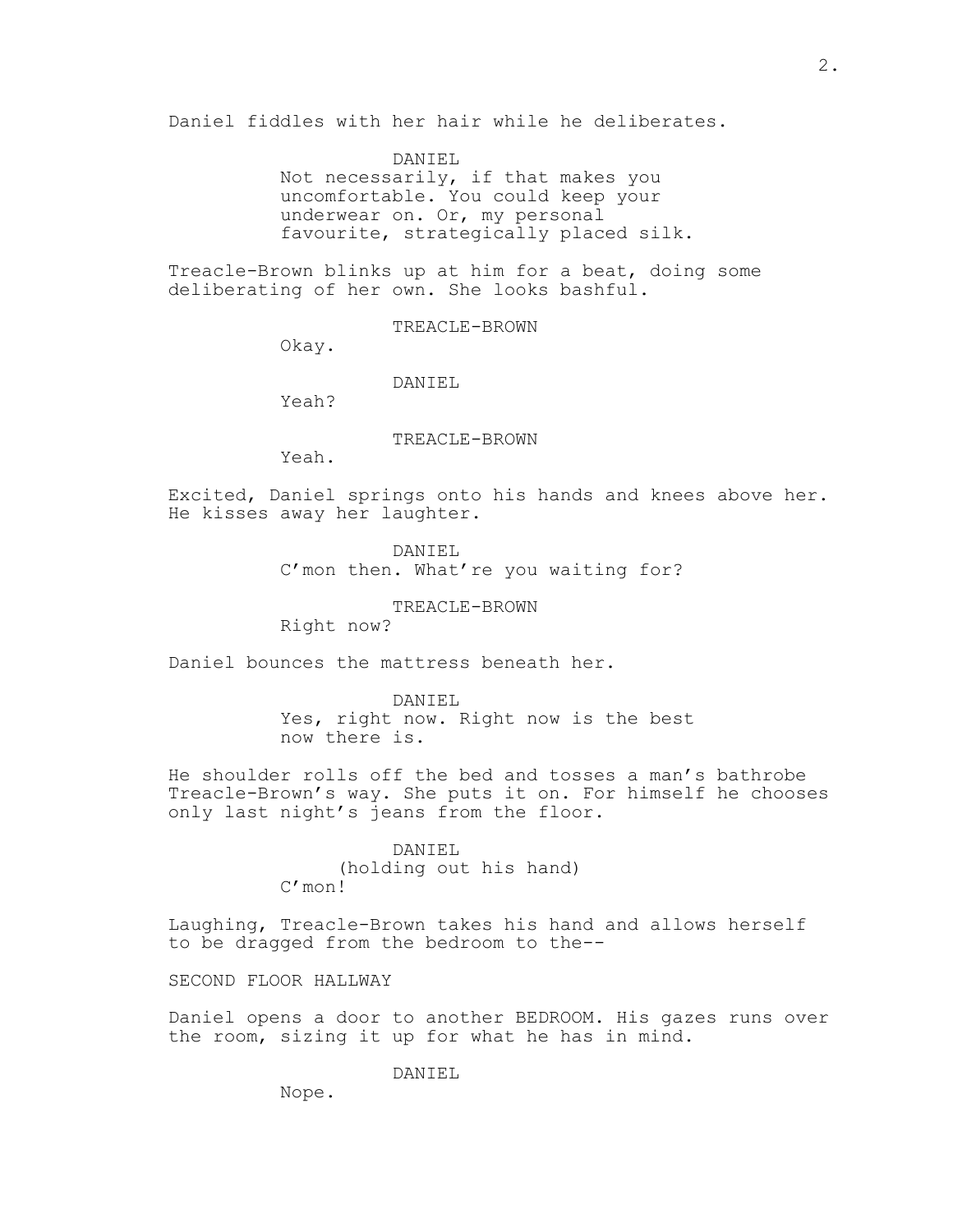Daniel fiddles with her hair while he deliberates.

DANIEL
Not necessarily, if that makes you uncomfortable. You could keep your underwear on. Or, my personal favourite, strategically placed silk.

Treacle-Brown blinks up at him for a beat, doing some deliberating of her own. She looks bashful.

TREACLE-BROWN
Okay.

DANIEL
Yeah?

TREACLE-BROWN
Yeah.

Excited, Daniel springs onto his hands and knees above her. He kisses away her laughter.

DANIEL
C'mon then. What're you waiting for?

TREACLE-BROWN
Right now?

Daniel bounces the mattress beneath her.

DANIEL
Yes, right now. Right now is the best now there is.

He shoulder rolls off the bed and tosses a man's bathrobe Treacle-Brown's way. She puts it on. For himself he chooses only last night's jeans from the floor.

DANIEL
(holding out his hand)
C'mon!

Laughing, Treacle-Brown takes his hand and allows herself to be dragged from the bedroom to the--

SECOND FLOOR HALLWAY

Daniel opens a door to another BEDROOM. His gazes runs over the room, sizing it up for what he has in mind.

DANIEL
Nope.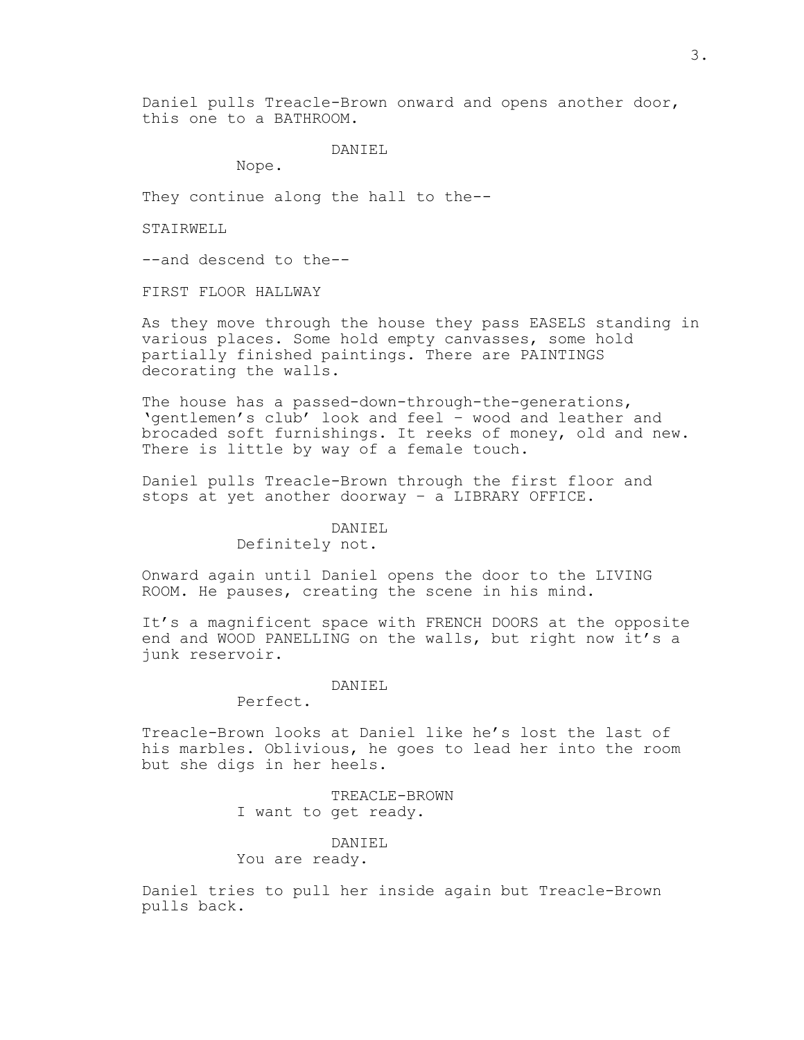Daniel pulls Treacle-Brown onward and opens another door, this one to a BATHROOM.

DANIEL

Nope.

They continue along the hall to the--

STAIRWELL

--and descend to the--

FIRST FLOOR HALLWAY

As they move through the house they pass EASELS standing in various places. Some hold empty canvasses, some hold partially finished paintings. There are PAINTINGS decorating the walls.

The house has a passed-down-through-the-generations, 'gentlemen's club' look and feel – wood and leather and brocaded soft furnishings. It reeks of money, old and new. There is little by way of a female touch.

Daniel pulls Treacle-Brown through the first floor and stops at yet another doorway – a LIBRARY OFFICE.

DANIEL

Definitely not.

Onward again until Daniel opens the door to the LIVING ROOM. He pauses, creating the scene in his mind.

It's a magnificent space with FRENCH DOORS at the opposite end and WOOD PANELLING on the walls, but right now it's a junk reservoir.

DANIEL

Perfect.

Treacle-Brown looks at Daniel like he's lost the last of his marbles. Oblivious, he goes to lead her into the room but she digs in her heels.

TREACLE-BROWN

I want to get ready.

DANIEL

You are ready.

Daniel tries to pull her inside again but Treacle-Brown pulls back.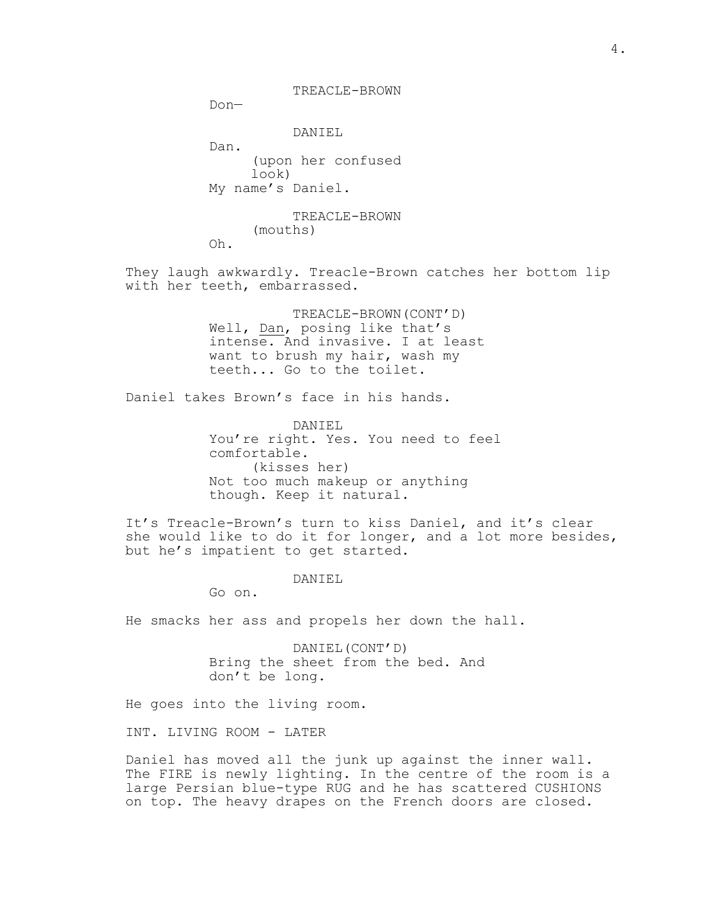TREACLE-BROWN

Don—

DANIEL

Dan.

(upon her confused look)

My name's Daniel.

TREACLE-BROWN

(mouths)

Oh.

They laugh awkwardly. Treacle-Brown catches her bottom lip with her teeth, embarrassed.

TREACLE-BROWN(CONT'D)

Well, Dan, posing like that's intense. And invasive. I at least want to brush my hair, wash my teeth... Go to the toilet.

Daniel takes Brown's face in his hands.

DANIEL

You're right. Yes. You need to feel comfortable.

(kisses her)

Not too much makeup or anything though. Keep it natural.

It's Treacle-Brown's turn to kiss Daniel, and it's clear she would like to do it for longer, and a lot more besides, but he's impatient to get started.

DANIEL

Go on.

He smacks her ass and propels her down the hall.

DANIEL(CONT'D)

Bring the sheet from the bed. And don't be long.

He goes into the living room.

INT. LIVING ROOM - LATER

Daniel has moved all the junk up against the inner wall. The FIRE is newly lighting. In the centre of the room is a large Persian blue-type RUG and he has scattered CUSHIONS on top. The heavy drapes on the French doors are closed.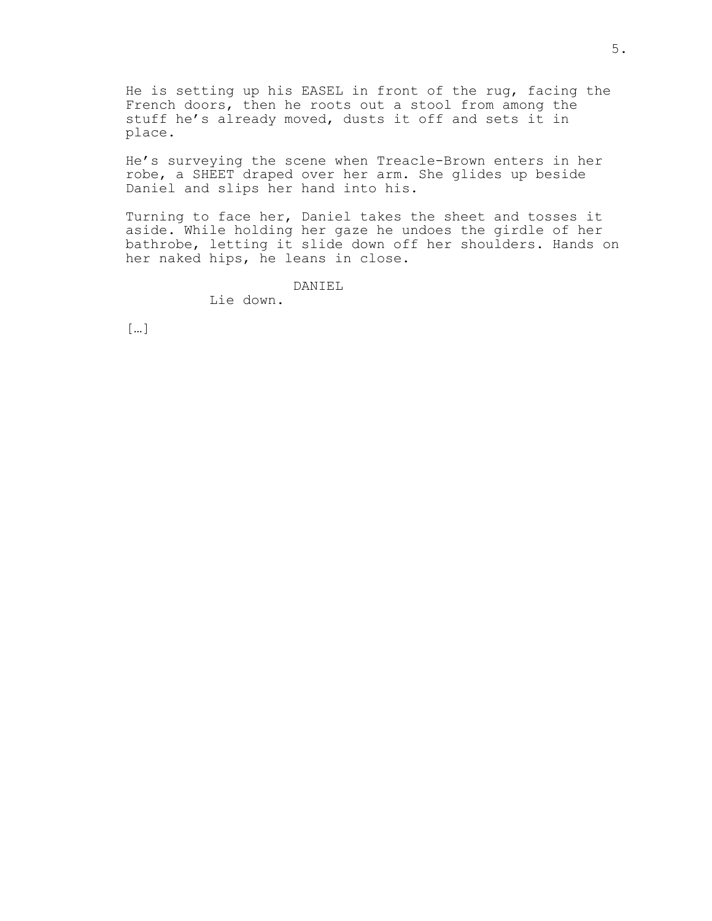He is setting up his EASEL in front of the rug, facing the French doors, then he roots out a stool from among the stuff he's already moved, dusts it off and sets it in place.

He's surveying the scene when Treacle-Brown enters in her robe, a SHEET draped over her arm. She glides up beside Daniel and slips her hand into his.

Turning to face her, Daniel takes the sheet and tosses it aside. While holding her gaze he undoes the girdle of her bathrobe, letting it slide down off her shoulders. Hands on her naked hips, he leans in close.

DANIEL

Lie down.

[…]